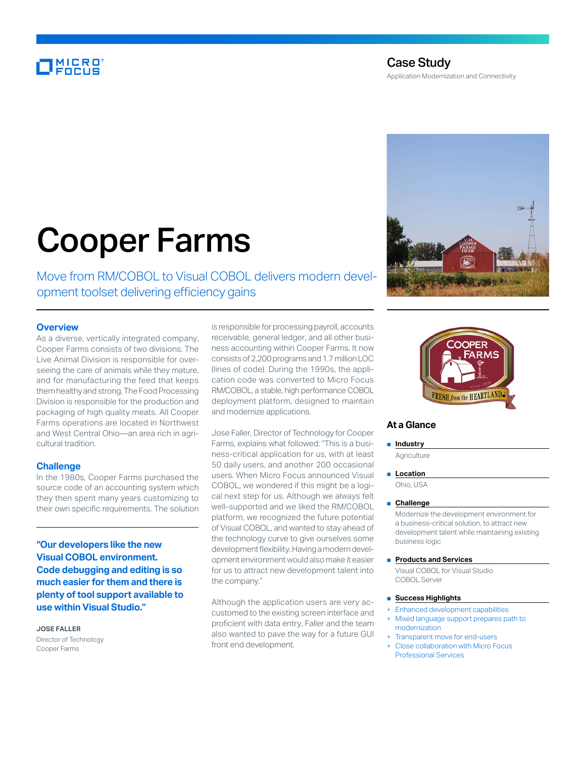Case Study

Application Modernization and Connectivity

# Cooper Farms

Move from RM/COBOL to Visual COBOL delivers modern development toolset delivering efficiency gains

## Overview

As a diverse, vertically integrated company, Cooper Farms consists of two divisions. The Live Animal Division is responsible for overseeing the care of animals while they mature, and for manufacturing the feed that keeps them healthy and strong. The Food Processing Division is responsible for the production and packaging of high quality meats. All Cooper Farms operations are located in Northwest and West Central Ohio—an area rich in agricultural tradition.

## Challenge

In the 1980s, Cooper Farms purchased the source code of an accounting system which they then spent many years customizing to their own specific requirements. The solution is responsible for processing payroll, accounts receivable, general ledger, and all other business accounting within Cooper Farms. It now consists of 2,200 programs and 1.7 million LOC (lines of code). During the 1990s, the application code was converted to Micro Focus RM/COBOL, a stable, high performance COBOL deployment platform, designed to maintain and modernize applications.

Jose Faller, Director of Technology for Cooper Farms, explains what followed: "This is a business-critical application for us, with at least 50 daily users, and another 200 occasional users. When Micro Focus announced Visual COBOL, we wondered if this might be a logical next step for us. Although we always felt well-supported and we liked the RM/COBOL platform, we recognized the future potential of Visual COBOL, and wanted to stay ahead of the technology curve to give ourselves some development flexibility. Having a modern development environment would also make it easier for us to attract new development talent into the company."

Although the application users are very accustomed to the existing screen interface and proficient with data entry, Faller and the team also wanted to pave the way for a future GUI front end development.

**"Our developers like the new Visual COBOL environment. Code debugging and editing is so much easier for them and there is plenty of tool support available to use within Visual Studio."**

**JOSE FALLER**
Director of Technology
Cooper Farms

## At a Glance

- **Industry**
  Agriculture
- **Location**
  Ohio, USA
- **Challenge**
  Modernize the development environment for a business-critical solution, to attract new development talent while maintaining existing business logic
- **Products and Services**
  Visual COBOL for Visual Studio
  COBOL Server
- **Success Highlights**
  + Enhanced development capabilities
  + Mixed language support prepares path to modernization
  + Transparent move for end-users
  + Close collaboration with Micro Focus Professional Services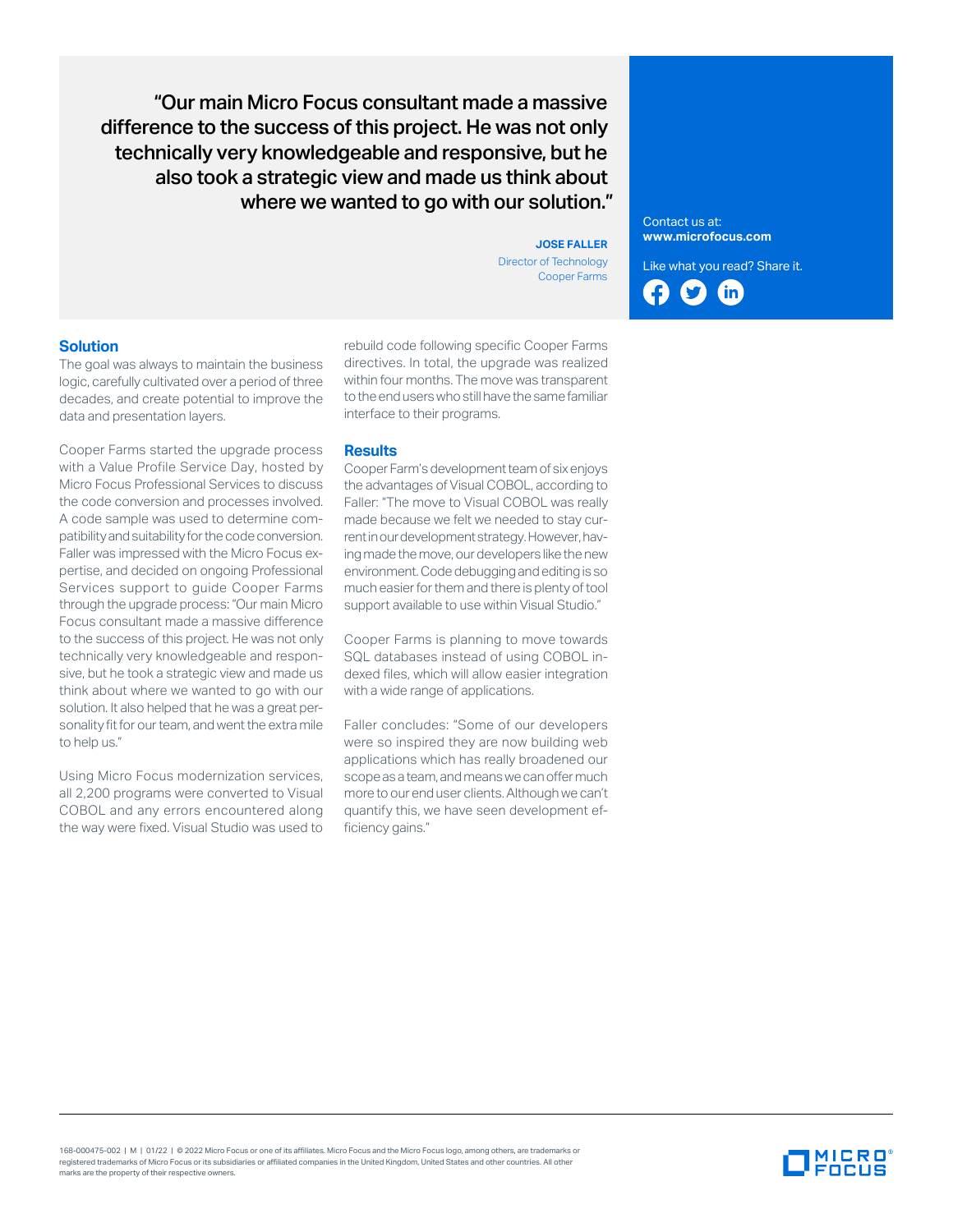> "Our main Micro Focus consultant made a massive difference to the success of this project. He was not only technically very knowledgeable and responsive, but he also took a strategic view and made us think about where we wanted to go with our solution."
>
> **JOSE FALLER**
> Director of Technology
> Cooper Farms

Contact us at:
**www.microfocus.com**

Like what you read? Share it.

## Solution

The goal was always to maintain the business logic, carefully cultivated over a period of three decades, and create potential to improve the data and presentation layers.

Cooper Farms started the upgrade process with a Value Profile Service Day, hosted by Micro Focus Professional Services to discuss the code conversion and processes involved. A code sample was used to determine compatibility and suitability for the code conversion. Faller was impressed with the Micro Focus expertise, and decided on ongoing Professional Services support to guide Cooper Farms through the upgrade process: "Our main Micro Focus consultant made a massive difference to the success of this project. He was not only technically very knowledgeable and responsive, but he took a strategic view and made us think about where we wanted to go with our solution. It also helped that he was a great personality fit for our team, and went the extra mile to help us."

Using Micro Focus modernization services, all 2,200 programs were converted to Visual COBOL and any errors encountered along the way were fixed. Visual Studio was used to rebuild code following specific Cooper Farms directives. In total, the upgrade was realized within four months. The move was transparent to the end users who still have the same familiar interface to their programs.

## Results

Cooper Farm's development team of six enjoys the advantages of Visual COBOL, according to Faller: "The move to Visual COBOL was really made because we felt we needed to stay current in our development strategy. However, having made the move, our developers like the new environment. Code debugging and editing is so much easier for them and there is plenty of tool support available to use within Visual Studio."

Cooper Farms is planning to move towards SQL databases instead of using COBOL indexed files, which will allow easier integration with a wide range of applications.

Faller concludes: "Some of our developers were so inspired they are now building web applications which has really broadened our scope as a team, and means we can offer much more to our end user clients. Although we can't quantify this, we have seen development efficiency gains."

168-000475-002 | M | 01/22 | © 2022 Micro Focus or one of its affiliates. Micro Focus and the Micro Focus logo, among others, are trademarks or registered trademarks of Micro Focus or its subsidiaries or affiliated companies in the United Kingdom, United States and other countries. All other marks are the property of their respective owners.